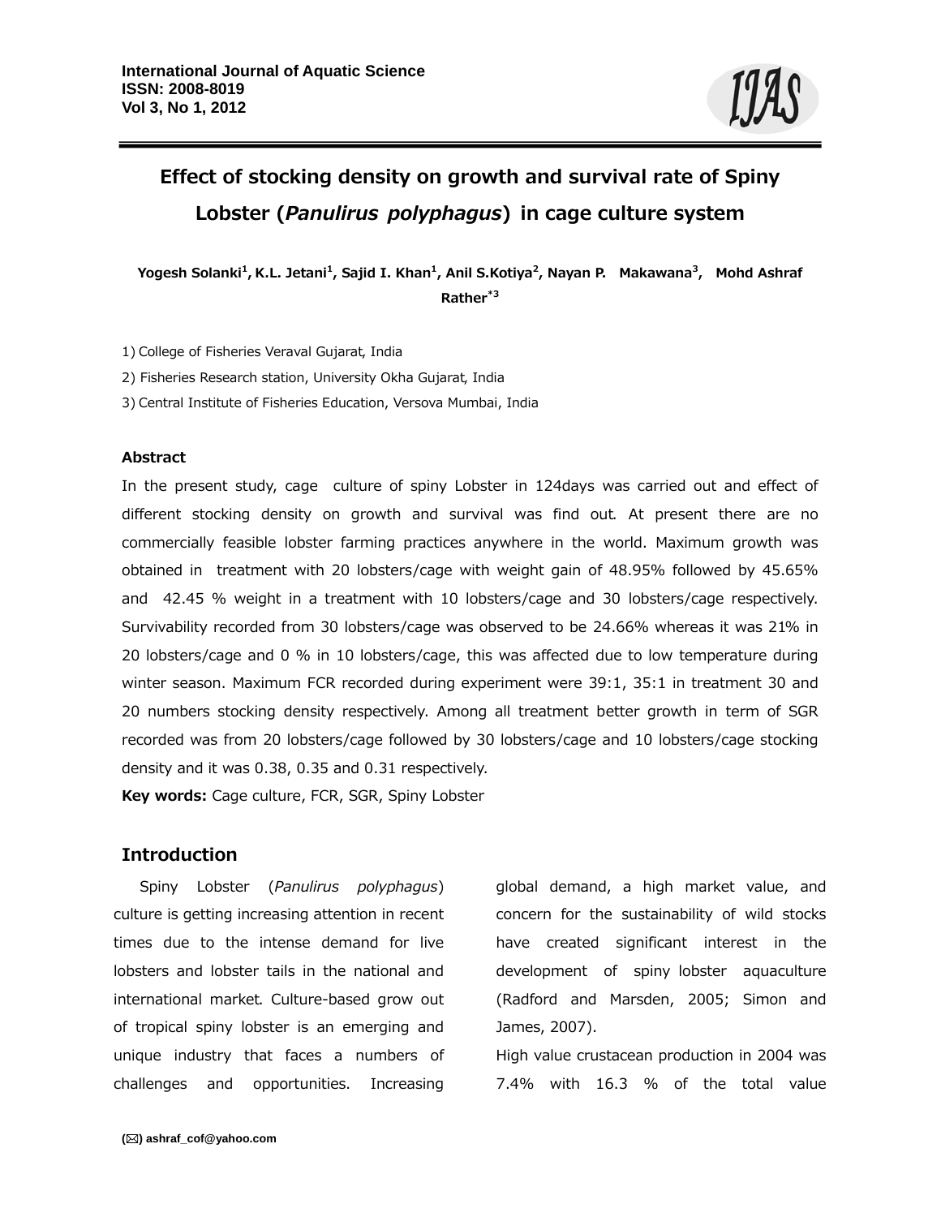International Journal of Aquatic Science
ISSN: 2008-8019
Vol 3, No 1, 2012

# Effect of stocking density on growth and survival rate of Spiny Lobster (*Panulirus polyphagus*) in cage culture system

**Yogesh Solanki[1], K.L. Jetani[1], Sajid I. Khan[1], Anil S.Kotiya[2], Nayan P. Makawana[3], Mohd Ashraf Rather*[3]**

1) College of Fisheries Veraval Gujarat, India

2) Fisheries Research station, University Okha Gujarat, India

3) Central Institute of Fisheries Education, Versova Mumbai, India

## Abstract

In the present study, cage culture of spiny Lobster in 124days was carried out and effect of different stocking density on growth and survival was find out. At present there are no commercially feasible lobster farming practices anywhere in the world. Maximum growth was obtained in treatment with 20 lobsters/cage with weight gain of 48.95% followed by 45.65% and 42.45 % weight in a treatment with 10 lobsters/cage and 30 lobsters/cage respectively. Survivability recorded from 30 lobsters/cage was observed to be 24.66% whereas it was 21% in 20 lobsters/cage and 0 % in 10 lobsters/cage, this was affected due to low temperature during winter season. Maximum FCR recorded during experiment were 39:1, 35:1 in treatment 30 and 20 numbers stocking density respectively. Among all treatment better growth in term of SGR recorded was from 20 lobsters/cage followed by 30 lobsters/cage and 10 lobsters/cage stocking density and it was 0.38, 0.35 and 0.31 respectively.

**Key words:** Cage culture, FCR, SGR, Spiny Lobster

## Introduction

Spiny Lobster (*Panulirus polyphagus*) culture is getting increasing attention in recent times due to the intense demand for live lobsters and lobster tails in the national and international market. Culture-based grow out of tropical spiny lobster is an emerging and unique industry that faces a numbers of challenges and opportunities. Increasing global demand, a high market value, and concern for the sustainability of wild stocks have created significant interest in the development of spiny lobster aquaculture (Radford and Marsden, 2005; Simon and James, 2007).

High value crustacean production in 2004 was 7.4% with 16.3 % of the total value

(✉) ashraf_cof@yahoo.com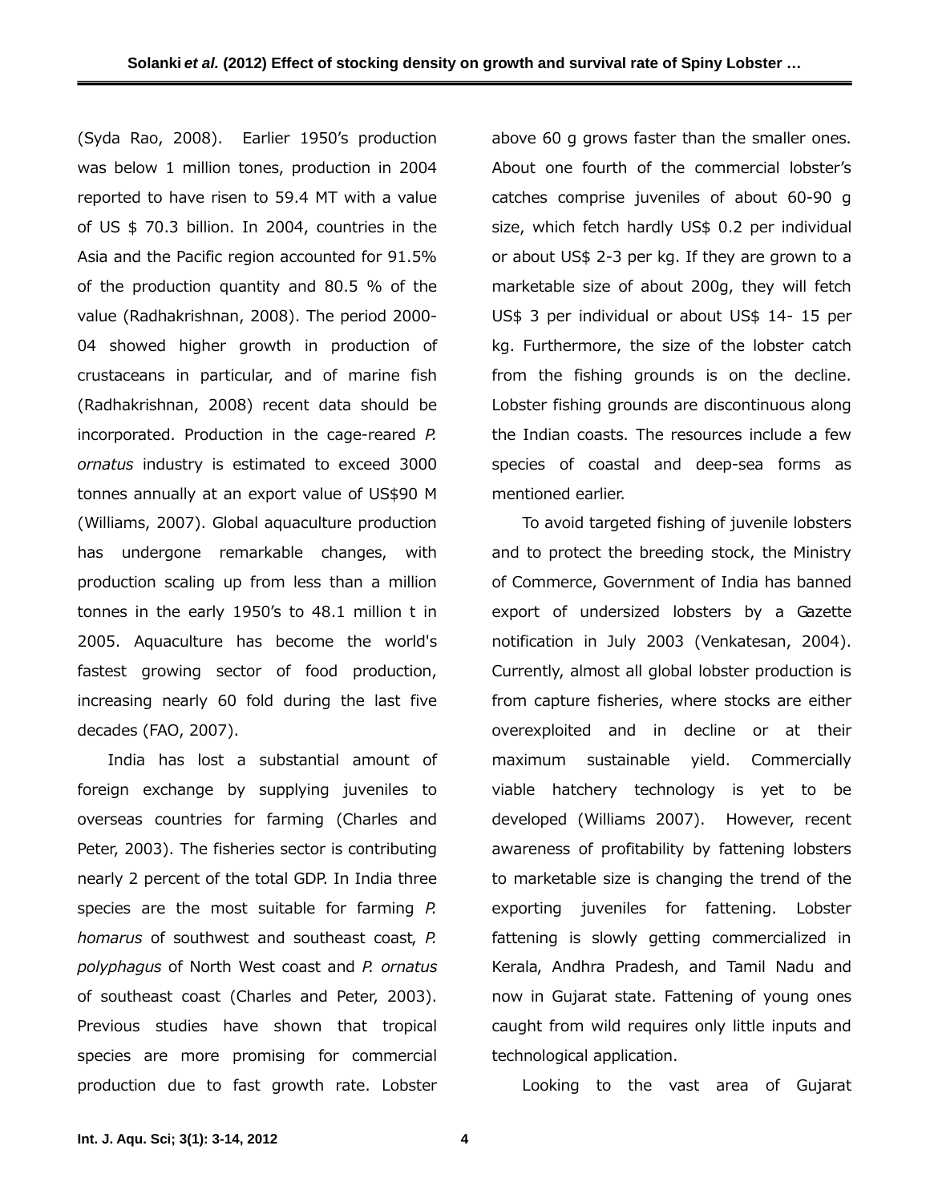(Syda Rao, 2008). Earlier 1950's production was below 1 million tones, production in 2004 reported to have risen to 59.4 MT with a value of US $ 70.3 billion. In 2004, countries in the Asia and the Pacific region accounted for 91.5% of the production quantity and 80.5 % of the value (Radhakrishnan, 2008). The period 2000-04 showed higher growth in production of crustaceans in particular, and of marine fish (Radhakrishnan, 2008) recent data should be incorporated. Production in the cage-reared *P. ornatus* industry is estimated to exceed 3000 tonnes annually at an export value of US$90 M (Williams, 2007). Global aquaculture production has undergone remarkable changes, with production scaling up from less than a million tonnes in the early 1950's to 48.1 million t in 2005. Aquaculture has become the world's fastest growing sector of food production, increasing nearly 60 fold during the last five decades (FAO, 2007).

India has lost a substantial amount of foreign exchange by supplying juveniles to overseas countries for farming (Charles and Peter, 2003). The fisheries sector is contributing nearly 2 percent of the total GDP. In India three species are the most suitable for farming *P. homarus* of southwest and southeast coast, *P. polyphagus* of North West coast and *P. ornatus* of southeast coast (Charles and Peter, 2003). Previous studies have shown that tropical species are more promising for commercial production due to fast growth rate. Lobster above 60 g grows faster than the smaller ones. About one fourth of the commercial lobster's catches comprise juveniles of about 60-90 g size, which fetch hardly US$ 0.2 per individual or about US$ 2-3 per kg. If they are grown to a marketable size of about 200g, they will fetch US$ 3 per individual or about US$ 14- 15 per kg. Furthermore, the size of the lobster catch from the fishing grounds is on the decline. Lobster fishing grounds are discontinuous along the Indian coasts. The resources include a few species of coastal and deep-sea forms as mentioned earlier.

To avoid targeted fishing of juvenile lobsters and to protect the breeding stock, the Ministry of Commerce, Government of India has banned export of undersized lobsters by a Gazette notification in July 2003 (Venkatesan, 2004). Currently, almost all global lobster production is from capture fisheries, where stocks are either overexploited and in decline or at their maximum sustainable yield. Commercially viable hatchery technology is yet to be developed (Williams 2007). However, recent awareness of profitability by fattening lobsters to marketable size is changing the trend of the exporting juveniles for fattening. Lobster fattening is slowly getting commercialized in Kerala, Andhra Pradesh, and Tamil Nadu and now in Gujarat state. Fattening of young ones caught from wild requires only little inputs and technological application.

Looking to the vast area of Gujarat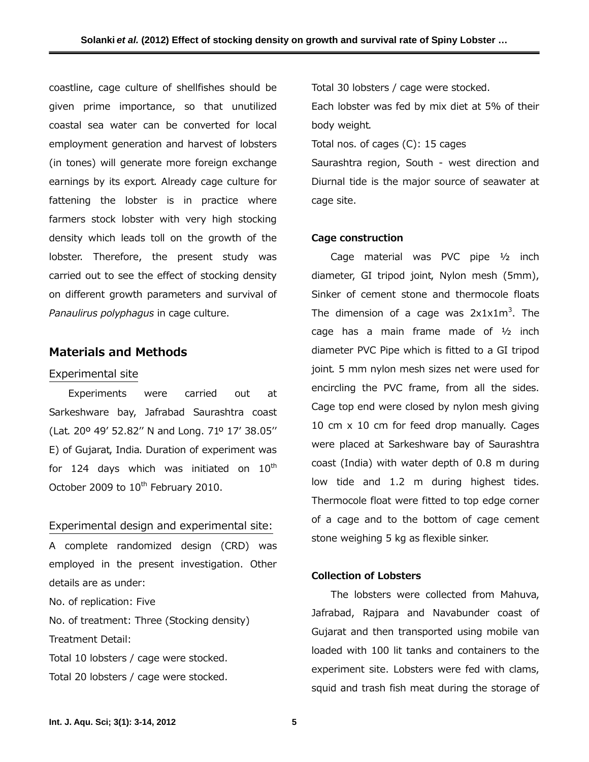coastline, cage culture of shellfishes should be given prime importance, so that unutilized coastal sea water can be converted for local employment generation and harvest of lobsters (in tones) will generate more foreign exchange earnings by its export. Already cage culture for fattening the lobster is in practice where farmers stock lobster with very high stocking density which leads toll on the growth of the lobster. Therefore, the present study was carried out to see the effect of stocking density on different growth parameters and survival of *Panaulirus polyphagus* in cage culture.

## Materials and Methods

### Experimental site

Experiments were carried out at Sarkeshware bay, Jafrabad Saurashtra coast (Lat. 20º 49′ 52.82′′ N and Long. 71º 17′ 38.05′′ E) of Gujarat, India. Duration of experiment was for 124 days which was initiated on 10th October 2009 to 10th February 2010.

### Experimental design and experimental site:

A complete randomized design (CRD) was employed in the present investigation. Other details are as under:

No. of replication: Five

No. of treatment: Three (Stocking density)

Treatment Detail:

Total 10 lobsters / cage were stocked.

Total 20 lobsters / cage were stocked.

Total 30 lobsters / cage were stocked.

Each lobster was fed by mix diet at 5% of their body weight.

Total nos. of cages (C): 15 cages

Saurashtra region, South - west direction and Diurnal tide is the major source of seawater at cage site.

### Cage construction

Cage material was PVC pipe ½ inch diameter, GI tripod joint, Nylon mesh (5mm), Sinker of cement stone and thermocole floats The dimension of a cage was $2x1x1m^3$. The cage has a main frame made of ½ inch diameter PVC Pipe which is fitted to a GI tripod joint. 5 mm nylon mesh sizes net were used for encircling the PVC frame, from all the sides. Cage top end were closed by nylon mesh giving 10 cm x 10 cm for feed drop manually. Cages were placed at Sarkeshware bay of Saurashtra coast (India) with water depth of 0.8 m during low tide and 1.2 m during highest tides. Thermocole float were fitted to top edge corner of a cage and to the bottom of cage cement stone weighing 5 kg as flexible sinker.

### Collection of Lobsters

The lobsters were collected from Mahuva, Jafrabad, Rajpara and Navabunder coast of Gujarat and then transported using mobile van loaded with 100 lit tanks and containers to the experiment site. Lobsters were fed with clams, squid and trash fish meat during the storage of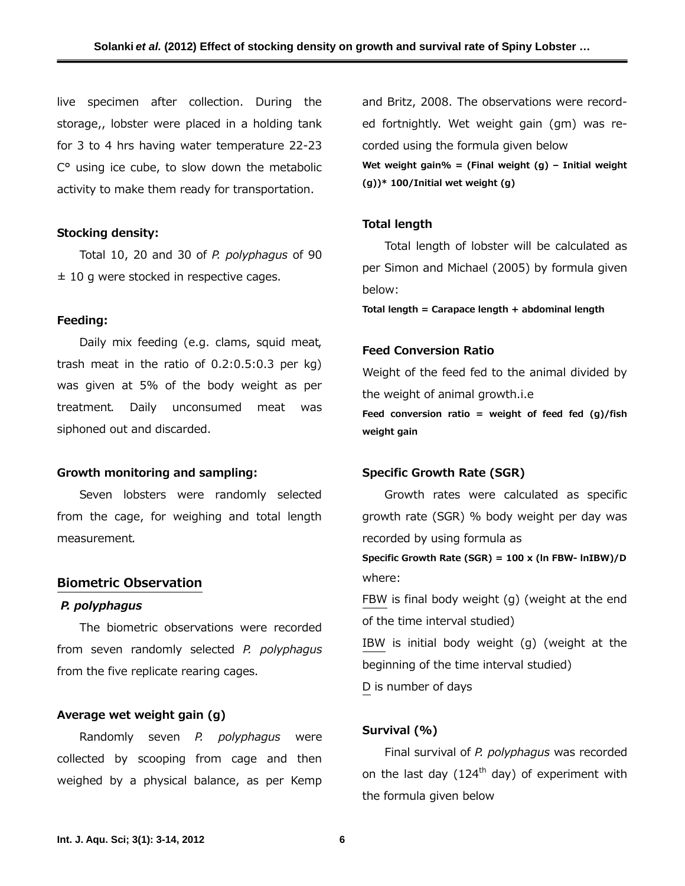live specimen after collection. During the storage,, lobster were placed in a holding tank for 3 to 4 hrs having water temperature 22-23 C° using ice cube, to slow down the metabolic activity to make them ready for transportation.

### Stocking density:

Total 10, 20 and 30 of *P. polyphagus* of 90 ± 10 g were stocked in respective cages.

### Feeding:

Daily mix feeding (e.g. clams, squid meat, trash meat in the ratio of 0.2:0.5:0.3 per kg) was given at 5% of the body weight as per treatment. Daily unconsumed meat was siphoned out and discarded.

### Growth monitoring and sampling:

Seven lobsters were randomly selected from the cage, for weighing and total length measurement.

## Biometric Observation

### *P. polyphagus*

The biometric observations were recorded from seven randomly selected *P. polyphagus* from the five replicate rearing cages.

### Average wet weight gain (g)

Randomly seven *P. polyphagus* were collected by scooping from cage and then weighed by a physical balance, as per Kemp and Britz, 2008. The observations were recorded fortnightly. Wet weight gain (gm) was recorded using the formula given below

**Wet weight gain% = (Final weight (g) – Initial weight (g))* 100/Initial wet weight (g)**

### Total length

Total length of lobster will be calculated as per Simon and Michael (2005) by formula given below:

**Total length = Carapace length + abdominal length**

### Feed Conversion Ratio

Weight of the feed fed to the animal divided by the weight of animal growth.i.e

**Feed conversion ratio = weight of feed fed (g)/fish weight gain**

### Specific Growth Rate (SGR)

Growth rates were calculated as specific growth rate (SGR) % body weight per day was recorded by using formula as

**Specific Growth Rate (SGR) = 100 x (ln FBW- lnIBW)/D**

where:

FBW is final body weight (g) (weight at the end of the time interval studied)

IBW is initial body weight (g) (weight at the beginning of the time interval studied)

D is number of days

### Survival (%)

Final survival of *P. polyphagus* was recorded on the last day (124th day) of experiment with the formula given below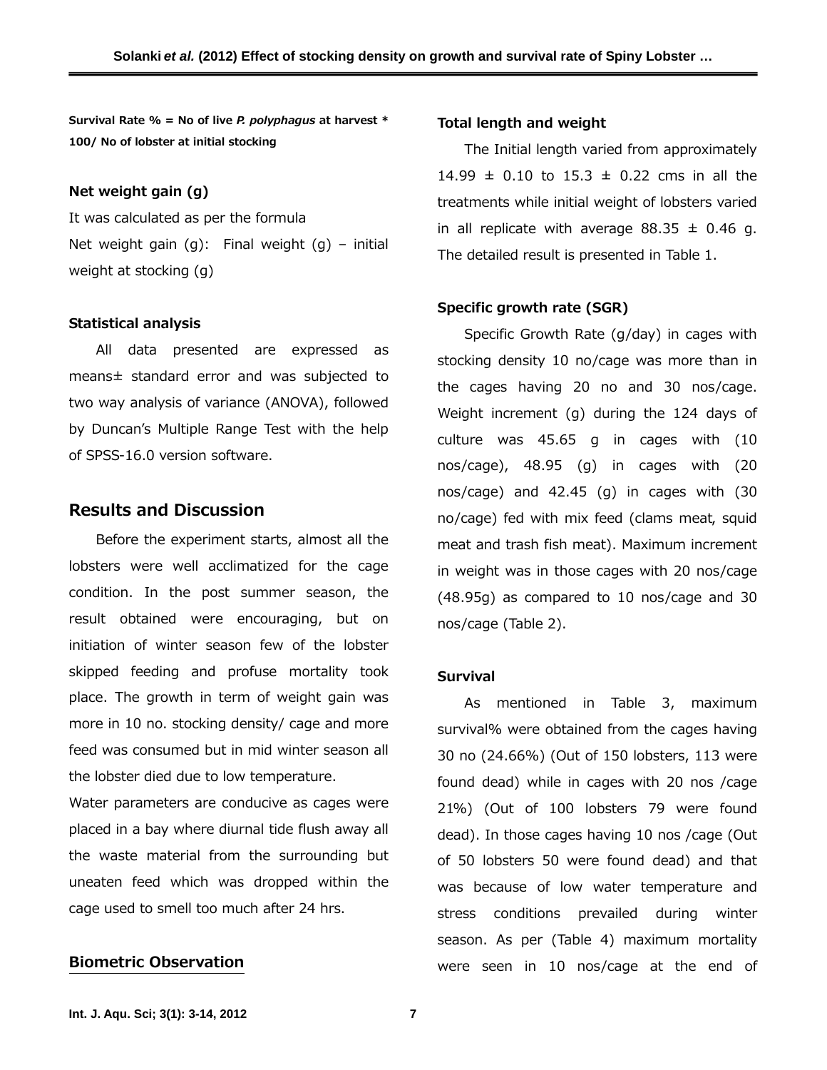**Survival Rate % = No of live *P. polyphagus* at harvest * 100/ No of lobster at initial stocking**

### Net weight gain (g)

It was calculated as per the formula

Net weight gain (g): Final weight (g) – initial weight at stocking (g)

### Statistical analysis

All data presented are expressed as means± standard error and was subjected to two way analysis of variance (ANOVA), followed by Duncan's Multiple Range Test with the help of SPSS-16.0 version software.

## Results and Discussion

Before the experiment starts, almost all the lobsters were well acclimatized for the cage condition. In the post summer season, the result obtained were encouraging, but on initiation of winter season few of the lobster skipped feeding and profuse mortality took place. The growth in term of weight gain was more in 10 no. stocking density/ cage and more feed was consumed but in mid winter season all the lobster died due to low temperature.

Water parameters are conducive as cages were placed in a bay where diurnal tide flush away all the waste material from the surrounding but uneaten feed which was dropped within the cage used to smell too much after 24 hrs.

### Biometric Observation

### Total length and weight

The Initial length varied from approximately 14.99 ± 0.10 to 15.3 ± 0.22 cms in all the treatments while initial weight of lobsters varied in all replicate with average 88.35 ± 0.46 g. The detailed result is presented in Table 1.

### Specific growth rate (SGR)

Specific Growth Rate (g/day) in cages with stocking density 10 no/cage was more than in the cages having 20 no and 30 nos/cage. Weight increment (g) during the 124 days of culture was 45.65 g in cages with (10 nos/cage), 48.95 (g) in cages with (20 nos/cage) and 42.45 (g) in cages with (30 no/cage) fed with mix feed (clams meat, squid meat and trash fish meat). Maximum increment in weight was in those cages with 20 nos/cage (48.95g) as compared to 10 nos/cage and 30 nos/cage (Table 2).

### Survival

As mentioned in Table 3, maximum survival% were obtained from the cages having 30 no (24.66%) (Out of 150 lobsters, 113 were found dead) while in cages with 20 nos /cage 21%) (Out of 100 lobsters 79 were found dead). In those cages having 10 nos /cage (Out of 50 lobsters 50 were found dead) and that was because of low water temperature and stress conditions prevailed during winter season. As per (Table 4) maximum mortality were seen in 10 nos/cage at the end of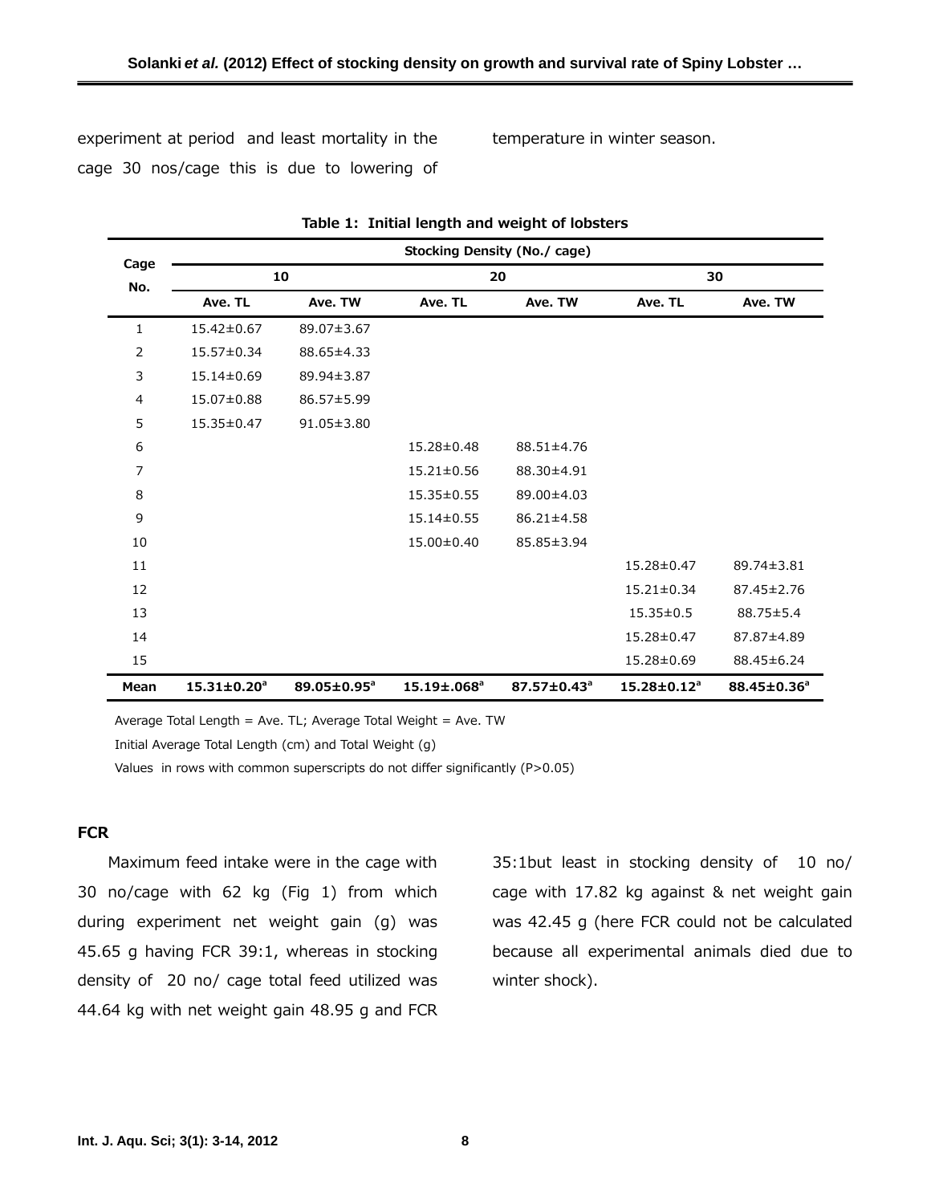experiment at period and least mortality in the cage 30 nos/cage this is due to lowering of temperature in winter season.

**Table 1: Initial length and weight of lobsters**

| Cage No. | Stocking Density (No./ cage) | | | | | |
|---|---|---|---|---|---|---|
| | 10 | | 20 | | 30 | |
| | Ave. TL | Ave. TW | Ave. TL | Ave. TW | Ave. TL | Ave. TW |
| 1 | 15.42±0.67 | 89.07±3.67 | | | | |
| 2 | 15.57±0.34 | 88.65±4.33 | | | | |
| 3 | 15.14±0.69 | 89.94±3.87 | | | | |
| 4 | 15.07±0.88 | 86.57±5.99 | | | | |
| 5 | 15.35±0.47 | 91.05±3.80 | | | | |
| 6 | | | 15.28±0.48 | 88.51±4.76 | | |
| 7 | | | 15.21±0.56 | 88.30±4.91 | | |
| 8 | | | 15.35±0.55 | 89.00±4.03 | | |
| 9 | | | 15.14±0.55 | 86.21±4.58 | | |
| 10 | | | 15.00±0.40 | 85.85±3.94 | | |
| 11 | | | | | 15.28±0.47 | 89.74±3.81 |
| 12 | | | | | 15.21±0.34 | 87.45±2.76 |
| 13 | | | | | 15.35±0.5 | 88.75±5.4 |
| 14 | | | | | 15.28±0.47 | 87.87±4.89 |
| 15 | | | | | 15.28±0.69 | 88.45±6.24 |
| **Mean** | **15.31±0.20[a]** | **89.05±0.95[a]** | **15.19±.068[a]** | **87.57±0.43[a]** | **15.28±0.12[a]** | **88.45±0.36[a]** |

Average Total Length = Ave. TL; Average Total Weight = Ave. TW

Initial Average Total Length (cm) and Total Weight (g)

Values in rows with common superscripts do not differ significantly (P>0.05)

**FCR**

Maximum feed intake were in the cage with 30 no/cage with 62 kg (Fig 1) from which during experiment net weight gain (g) was 45.65 g having FCR 39:1, whereas in stocking density of 20 no/ cage total feed utilized was 44.64 kg with net weight gain 48.95 g and FCR 35:1but least in stocking density of 10 no/ cage with 17.82 kg against & net weight gain was 42.45 g (here FCR could not be calculated because all experimental animals died due to winter shock).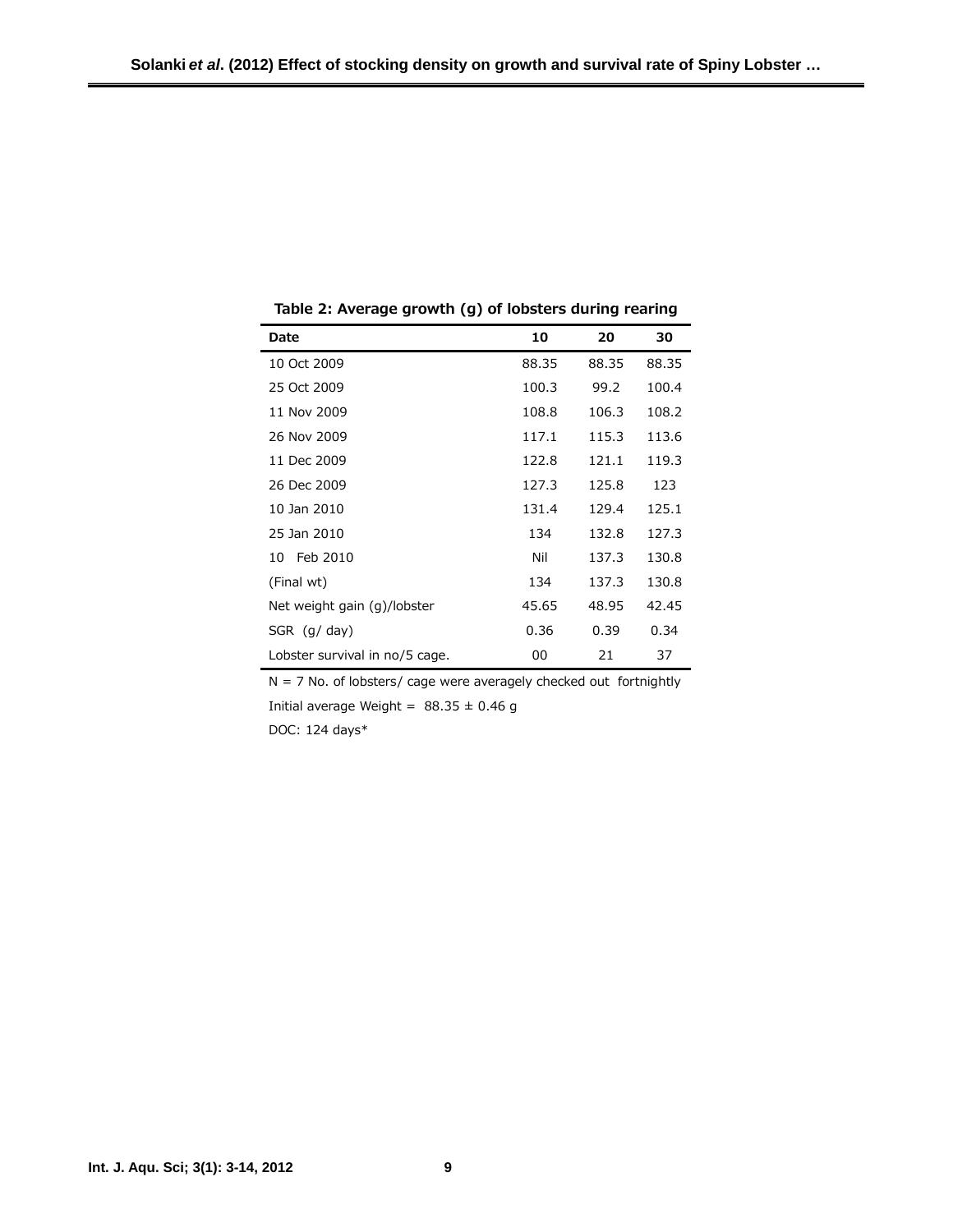**Table 2: Average growth (g) of lobsters during rearing**

| Date | 10 | 20 | 30 |
|---|---|---|---|
| 10 Oct 2009 | 88.35 | 88.35 | 88.35 |
| 25 Oct 2009 | 100.3 | 99.2 | 100.4 |
| 11 Nov 2009 | 108.8 | 106.3 | 108.2 |
| 26 Nov 2009 | 117.1 | 115.3 | 113.6 |
| 11 Dec 2009 | 122.8 | 121.1 | 119.3 |
| 26 Dec 2009 | 127.3 | 125.8 | 123 |
| 10 Jan 2010 | 131.4 | 129.4 | 125.1 |
| 25 Jan 2010 | 134 | 132.8 | 127.3 |
| 10 Feb 2010 | Nil | 137.3 | 130.8 |
| (Final wt) | 134 | 137.3 | 130.8 |
| Net weight gain (g)/lobster | 45.65 | 48.95 | 42.45 |
| SGR (g/ day) | 0.36 | 0.39 | 0.34 |
| Lobster survival in no/5 cage. | 00 | 21 | 37 |

N = 7 No. of lobsters/ cage were averagely checked out fortnightly

Initial average Weight = 88.35 ± 0.46 g

DOC: 124 days*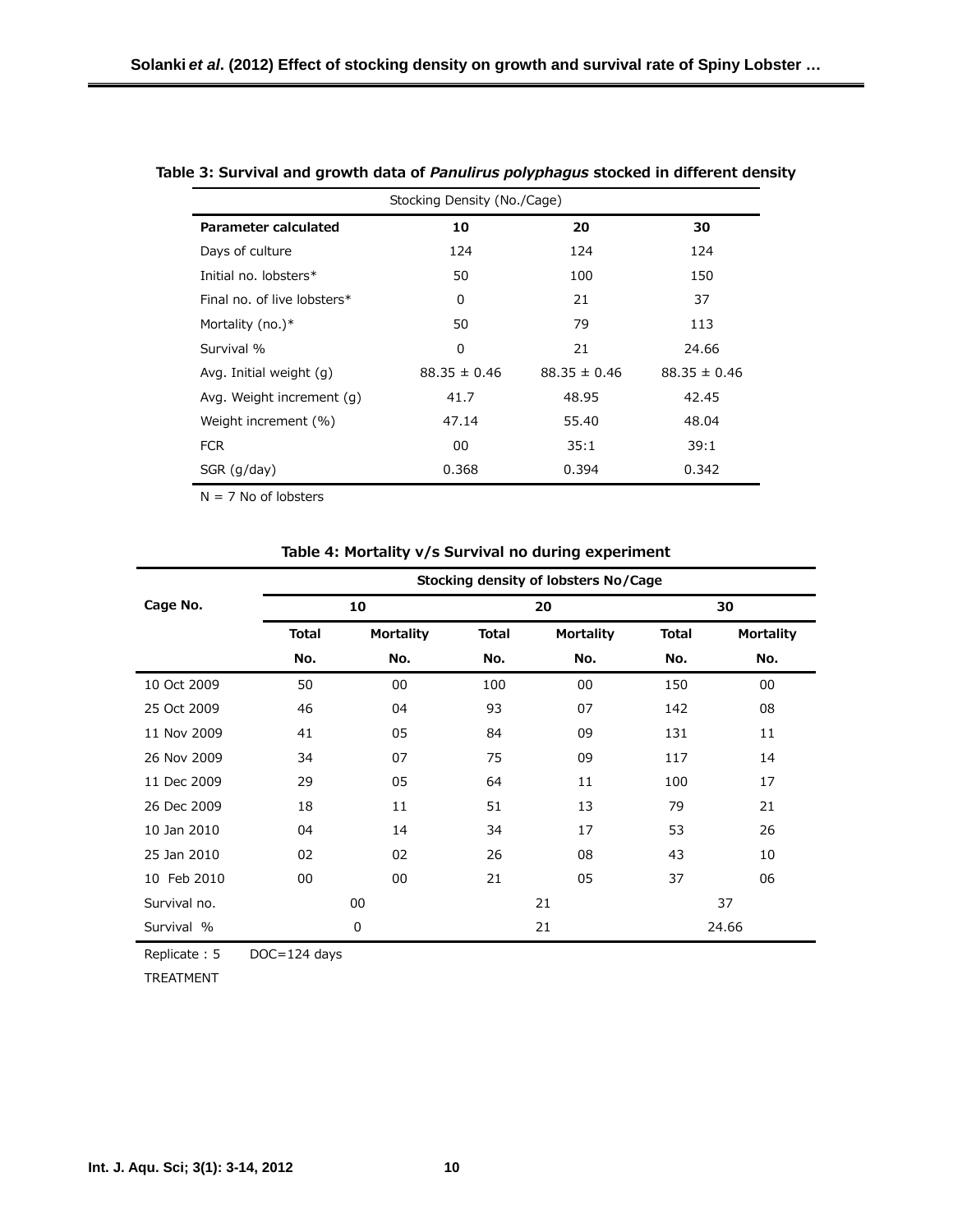**Table 3: Survival and growth data of *Panulirus polyphagus* stocked in different density**

| | Stocking Density (No./Cage) | | |
|---|---|---|---|
| **Parameter calculated** | **10** | **20** | **30** |
| Days of culture | 124 | 124 | 124 |
| Initial no. lobsters* | 50 | 100 | 150 |
| Final no. of live lobsters* | 0 | 21 | 37 |
| Mortality (no.)* | 50 | 79 | 113 |
| Survival % | 0 | 21 | 24.66 |
| Avg. Initial weight (g) | 88.35 ± 0.46 | 88.35 ± 0.46 | 88.35 ± 0.46 |
| Avg. Weight increment (g) | 41.7 | 48.95 | 42.45 |
| Weight increment (%) | 47.14 | 55.40 | 48.04 |
| FCR | 00 | 35:1 | 39:1 |
| SGR (g/day) | 0.368 | 0.394 | 0.342 |

N = 7 No of lobsters

**Table 4: Mortality v/s Survival no during experiment**

| Cage No. | Stocking density of lobsters No/Cage | | | | | |
|---|---|---|---|---|---|---|
| | 10 | | 20 | | 30 | |
| | Total No. | Mortality No. | Total No. | Mortality No. | Total No. | Mortality No. |
| 10 Oct 2009 | 50 | 00 | 100 | 00 | 150 | 00 |
| 25 Oct 2009 | 46 | 04 | 93 | 07 | 142 | 08 |
| 11 Nov 2009 | 41 | 05 | 84 | 09 | 131 | 11 |
| 26 Nov 2009 | 34 | 07 | 75 | 09 | 117 | 14 |
| 11 Dec 2009 | 29 | 05 | 64 | 11 | 100 | 17 |
| 26 Dec 2009 | 18 | 11 | 51 | 13 | 79 | 21 |
| 10 Jan 2010 | 04 | 14 | 34 | 17 | 53 | 26 |
| 25 Jan 2010 | 02 | 02 | 26 | 08 | 43 | 10 |
| 10 Feb 2010 | 00 | 00 | 21 | 05 | 37 | 06 |
| Survival no. | 00 | | 21 | | 37 | |
| Survival % | 0 | | 21 | | 24.66 | |

Replicate : 5 DOC=124 days

TREATMENT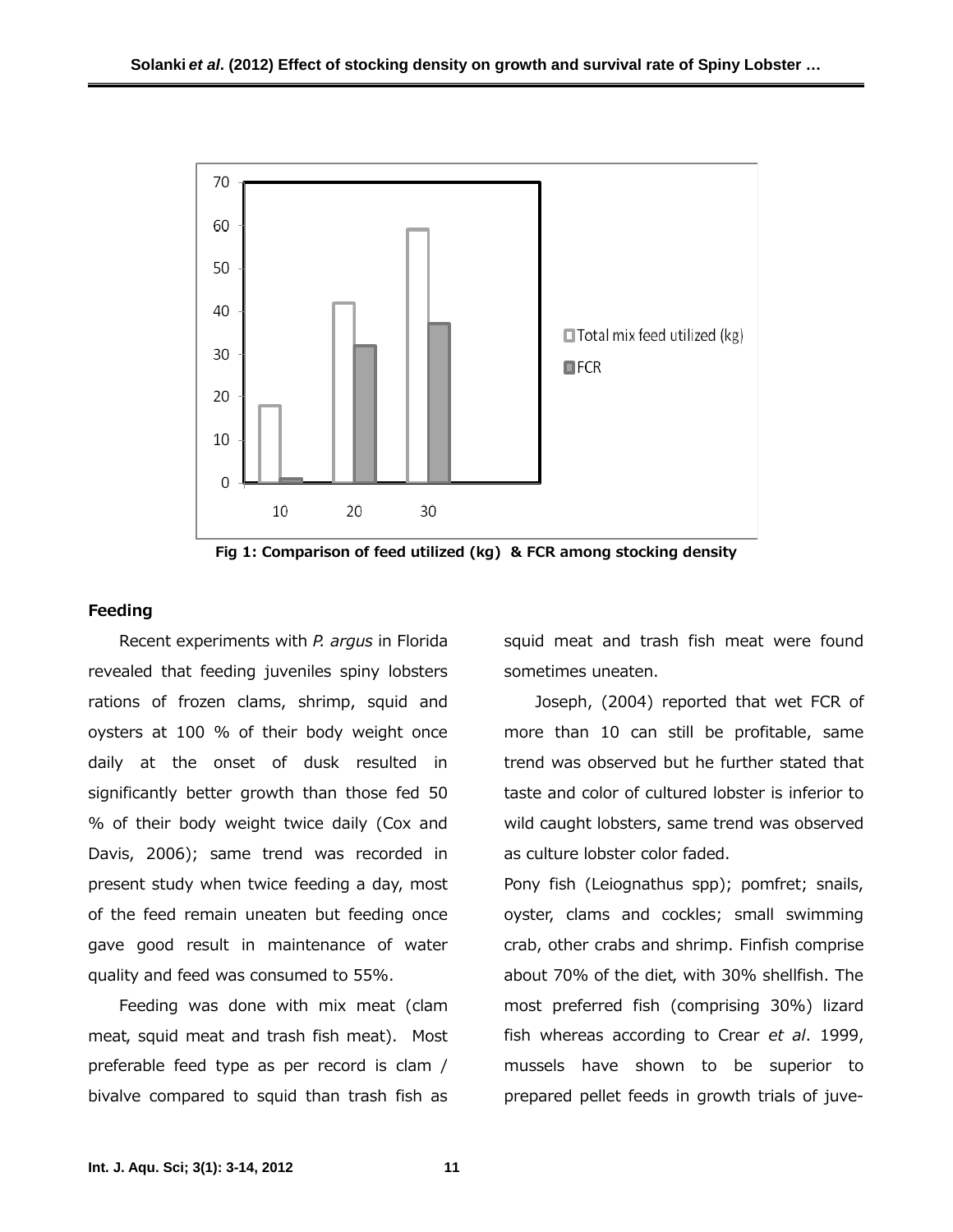Fig 1: Comparison of feed utilized (kg) & FCR among stocking density

## Feeding

Recent experiments with *P. argus* in Florida revealed that feeding juveniles spiny lobsters rations of frozen clams, shrimp, squid and oysters at 100 % of their body weight once daily at the onset of dusk resulted in significantly better growth than those fed 50 % of their body weight twice daily (Cox and Davis, 2006); same trend was recorded in present study when twice feeding a day, most of the feed remain uneaten but feeding once gave good result in maintenance of water quality and feed was consumed to 55%.

Feeding was done with mix meat (clam meat, squid meat and trash fish meat). Most preferable feed type as per record is clam / bivalve compared to squid than trash fish as squid meat and trash fish meat were found sometimes uneaten.

Joseph, (2004) reported that wet FCR of more than 10 can still be profitable, same trend was observed but he further stated that taste and color of cultured lobster is inferior to wild caught lobsters, same trend was observed as culture lobster color faded.

Pony fish (Leiognathus spp); pomfret; snails, oyster, clams and cockles; small swimming crab, other crabs and shrimp. Finfish comprise about 70% of the diet, with 30% shellfish. The most preferred fish (comprising 30%) lizard fish whereas according to Crear *et al*. 1999, mussels have shown to be superior to prepared pellet feeds in growth trials of juve-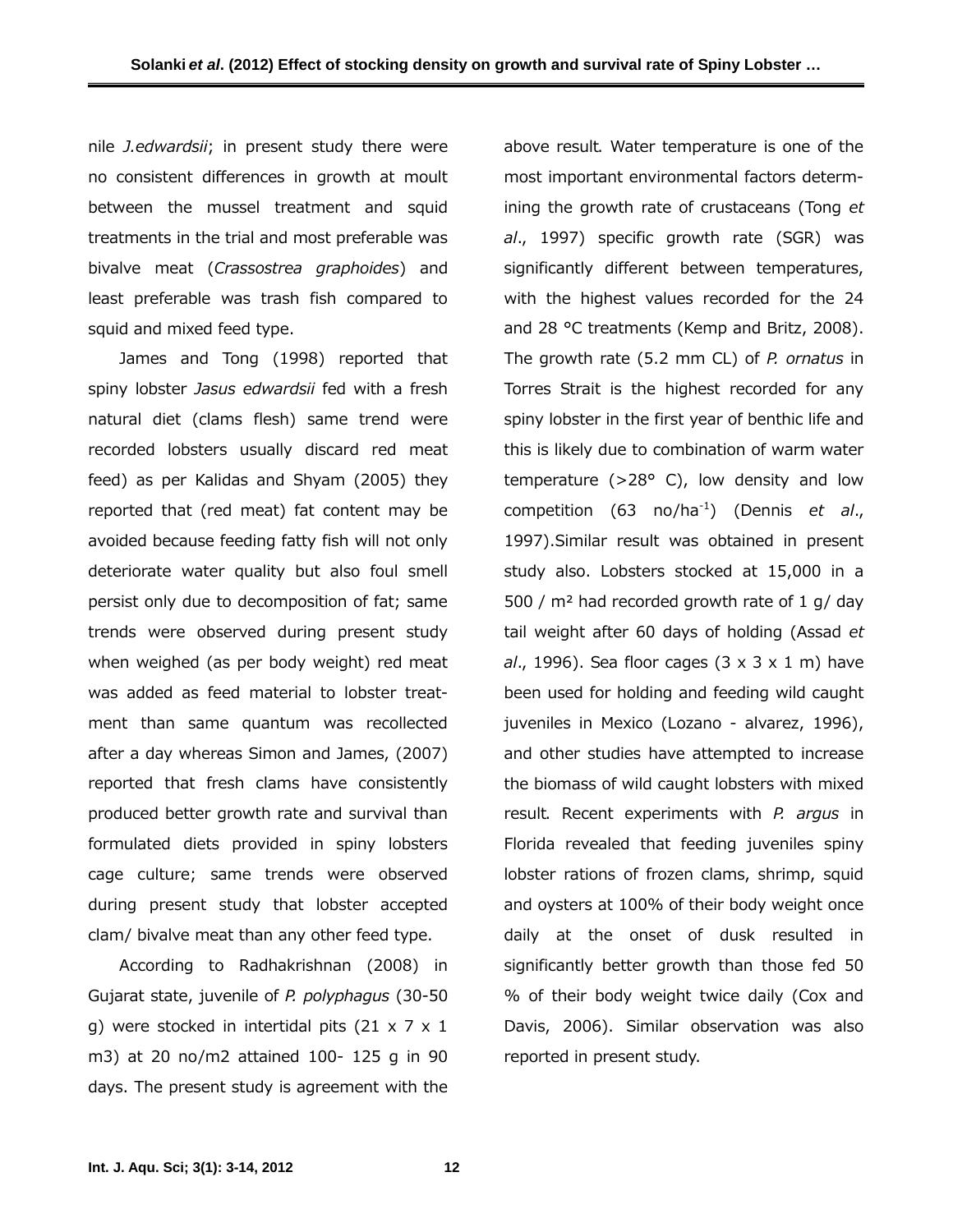nile *J.edwardsii*; in present study there were no consistent differences in growth at moult between the mussel treatment and squid treatments in the trial and most preferable was bivalve meat (*Crassostrea graphoides*) and least preferable was trash fish compared to squid and mixed feed type.

James and Tong (1998) reported that spiny lobster *Jasus edwardsii* fed with a fresh natural diet (clams flesh) same trend were recorded lobsters usually discard red meat feed) as per Kalidas and Shyam (2005) they reported that (red meat) fat content may be avoided because feeding fatty fish will not only deteriorate water quality but also foul smell persist only due to decomposition of fat; same trends were observed during present study when weighed (as per body weight) red meat was added as feed material to lobster treatment than same quantum was recollected after a day whereas Simon and James, (2007) reported that fresh clams have consistently produced better growth rate and survival than formulated diets provided in spiny lobsters cage culture; same trends were observed during present study that lobster accepted clam/ bivalve meat than any other feed type.

According to Radhakrishnan (2008) in Gujarat state, juvenile of *P. polyphagus* (30-50 g) were stocked in intertidal pits (21 x 7 x 1 m3) at 20 no/m2 attained 100- 125 g in 90 days. The present study is agreement with the above result. Water temperature is one of the most important environmental factors determining the growth rate of crustaceans (Tong *et al*., 1997) specific growth rate (SGR) was significantly different between temperatures, with the highest values recorded for the 24 and 28 °C treatments (Kemp and Britz, 2008). The growth rate (5.2 mm CL) of *P. ornatus* in Torres Strait is the highest recorded for any spiny lobster in the first year of benthic life and this is likely due to combination of warm water temperature (>28° C), low density and low competition (63 no/ha$^{-1}$) (Dennis *et al*., 1997).Similar result was obtained in present study also. Lobsters stocked at 15,000 in a 500 / m² had recorded growth rate of 1 g/ day tail weight after 60 days of holding (Assad *et al*., 1996). Sea floor cages (3 x 3 x 1 m) have been used for holding and feeding wild caught juveniles in Mexico (Lozano - alvarez, 1996), and other studies have attempted to increase the biomass of wild caught lobsters with mixed result. Recent experiments with *P. argus* in Florida revealed that feeding juveniles spiny lobster rations of frozen clams, shrimp, squid and oysters at 100% of their body weight once daily at the onset of dusk resulted in significantly better growth than those fed 50 % of their body weight twice daily (Cox and Davis, 2006). Similar observation was also reported in present study.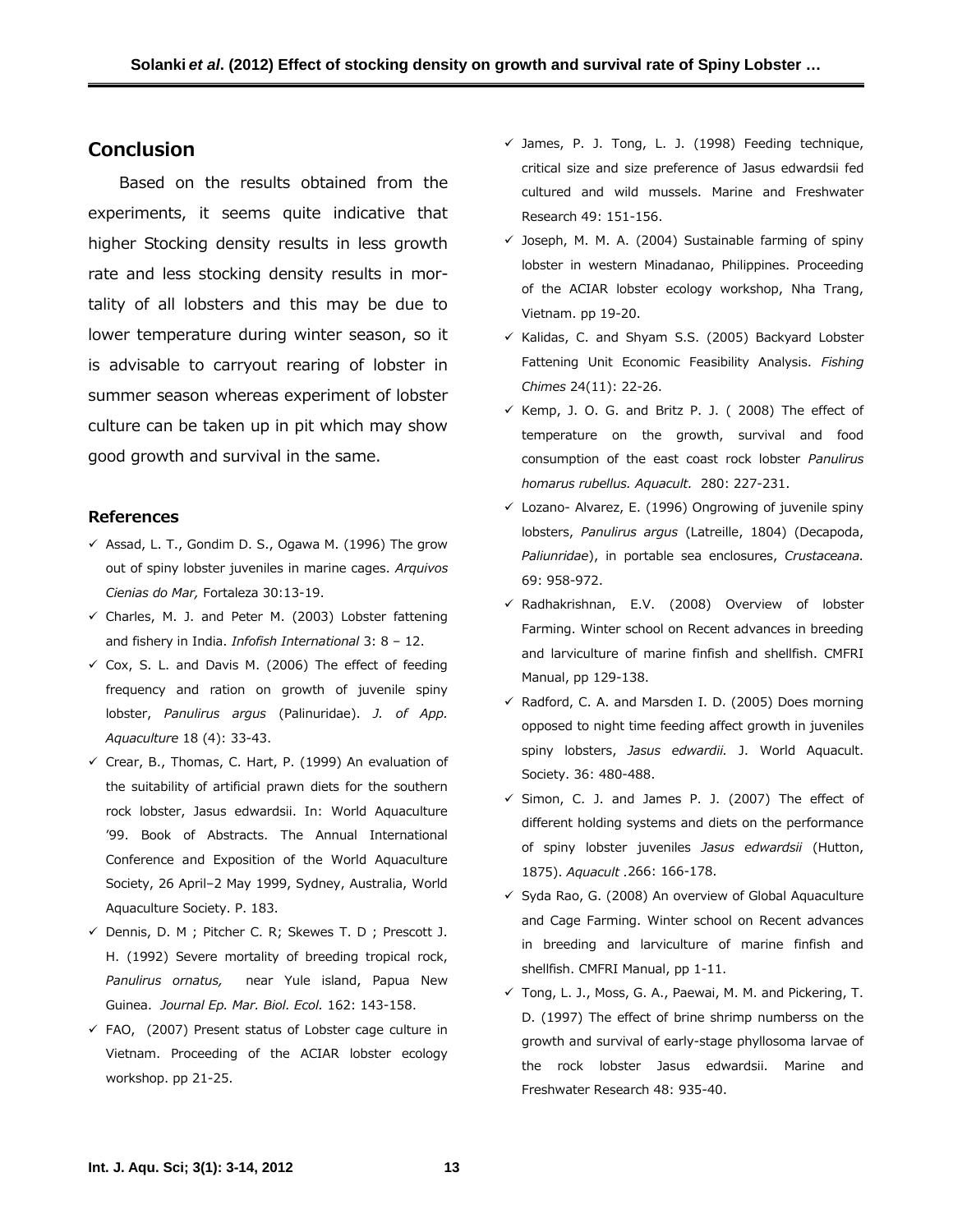## Conclusion

Based on the results obtained from the experiments, it seems quite indicative that higher Stocking density results in less growth rate and less stocking density results in mortality of all lobsters and this may be due to lower temperature during winter season, so it is advisable to carryout rearing of lobster in summer season whereas experiment of lobster culture can be taken up in pit which may show good growth and survival in the same.

### References

- ✓ Assad, L. T., Gondim D. S., Ogawa M. (1996) The grow out of spiny lobster juveniles in marine cages. *Arquivos Cienias do Mar,* Fortaleza 30:13-19.
- ✓ Charles, M. J. and Peter M. (2003) Lobster fattening and fishery in India. *Infofish International* 3: 8 – 12.
- ✓ Cox, S. L. and Davis M. (2006) The effect of feeding frequency and ration on growth of juvenile spiny lobster, *Panulirus argus* (Palinuridae). *J. of App. Aquaculture* 18 (4): 33-43.
- ✓ Crear, B., Thomas, C. Hart, P. (1999) An evaluation of the suitability of artificial prawn diets for the southern rock lobster, Jasus edwardsii. In: World Aquaculture '99. Book of Abstracts. The Annual International Conference and Exposition of the World Aquaculture Society, 26 April–2 May 1999, Sydney, Australia, World Aquaculture Society. P. 183.
- ✓ Dennis, D. M ; Pitcher C. R; Skewes T. D ; Prescott J. H. (1992) Severe mortality of breeding tropical rock, *Panulirus ornatus,* near Yule island, Papua New Guinea. *Journal Ep. Mar. Biol. Ecol.* 162: 143-158.
- ✓ FAO, (2007) Present status of Lobster cage culture in Vietnam. Proceeding of the ACIAR lobster ecology workshop. pp 21-25.
- ✓ James, P. J. Tong, L. J. (1998) Feeding technique, critical size and size preference of Jasus edwardsii fed cultured and wild mussels. Marine and Freshwater Research 49: 151-156.
- ✓ Joseph, M. M. A. (2004) Sustainable farming of spiny lobster in western Minadanao, Philippines. Proceeding of the ACIAR lobster ecology workshop, Nha Trang, Vietnam. pp 19-20.
- ✓ Kalidas, C. and Shyam S.S. (2005) Backyard Lobster Fattening Unit Economic Feasibility Analysis. *Fishing Chimes* 24(11): 22-26.
- ✓ Kemp, J. O. G. and Britz P. J. ( 2008) The effect of temperature on the growth, survival and food consumption of the east coast rock lobster *Panulirus homarus rubellus. Aquacult.* 280: 227-231.
- ✓ Lozano- Alvarez, E. (1996) Ongrowing of juvenile spiny lobsters, *Panulirus argus* (Latreille, 1804) (Decapoda, *Paliunridae*), in portable sea enclosures, *Crustaceana.* 69: 958-972.
- ✓ Radhakrishnan, E.V. (2008) Overview of lobster Farming. Winter school on Recent advances in breeding and larviculture of marine finfish and shellfish. CMFRI Manual, pp 129-138.
- ✓ Radford, C. A. and Marsden I. D. (2005) Does morning opposed to night time feeding affect growth in juveniles spiny lobsters, *Jasus edwardii.* J. World Aquacult. Society. 36: 480-488.
- ✓ Simon, C. J. and James P. J. (2007) The effect of different holding systems and diets on the performance of spiny lobster juveniles *Jasus edwardsii* (Hutton, 1875). *Aquacult* .266: 166-178.
- ✓ Syda Rao, G. (2008) An overview of Global Aquaculture and Cage Farming. Winter school on Recent advances in breeding and larviculture of marine finfish and shellfish. CMFRI Manual, pp 1-11.
- ✓ Tong, L. J., Moss, G. A., Paewai, M. M. and Pickering, T. D. (1997) The effect of brine shrimp numberss on the growth and survival of early-stage phyllosoma larvae of the rock lobster Jasus edwardsii. Marine and Freshwater Research 48: 935-40.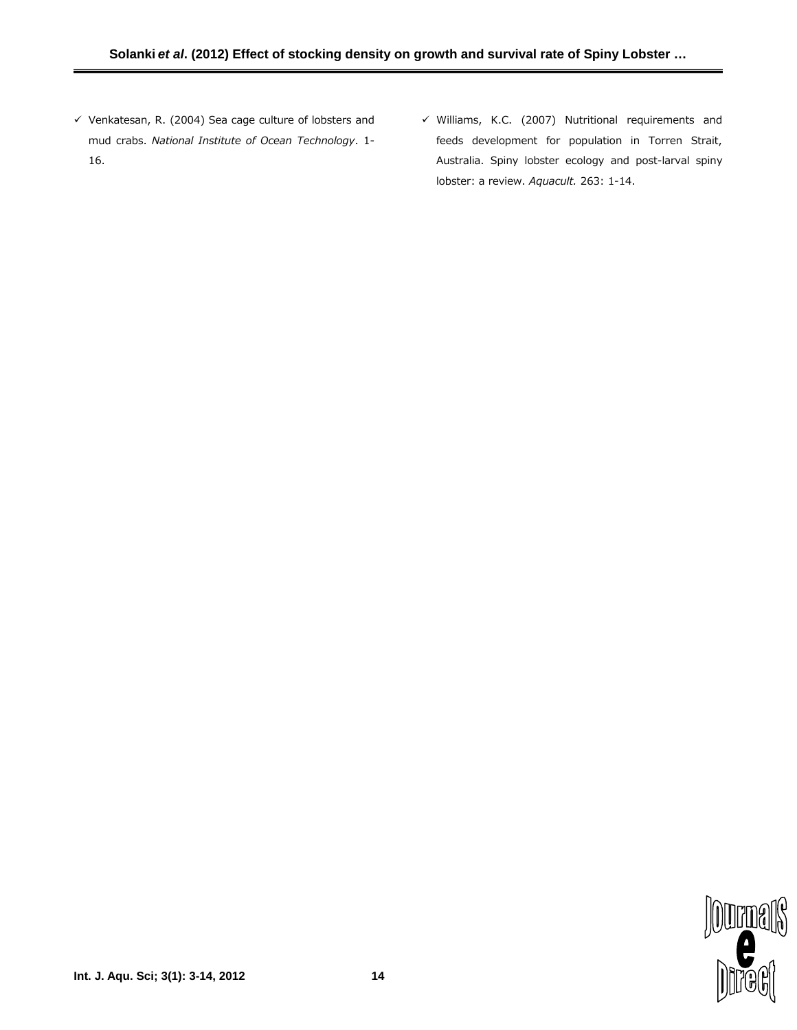- ✓ Venkatesan, R. (2004) Sea cage culture of lobsters and mud crabs. *National Institute of Ocean Technology*. 1-16.
- ✓ Williams, K.C. (2007) Nutritional requirements and feeds development for population in Torren Strait, Australia. Spiny lobster ecology and post-larval spiny lobster: a review. *Aquacult.* 263: 1-14.